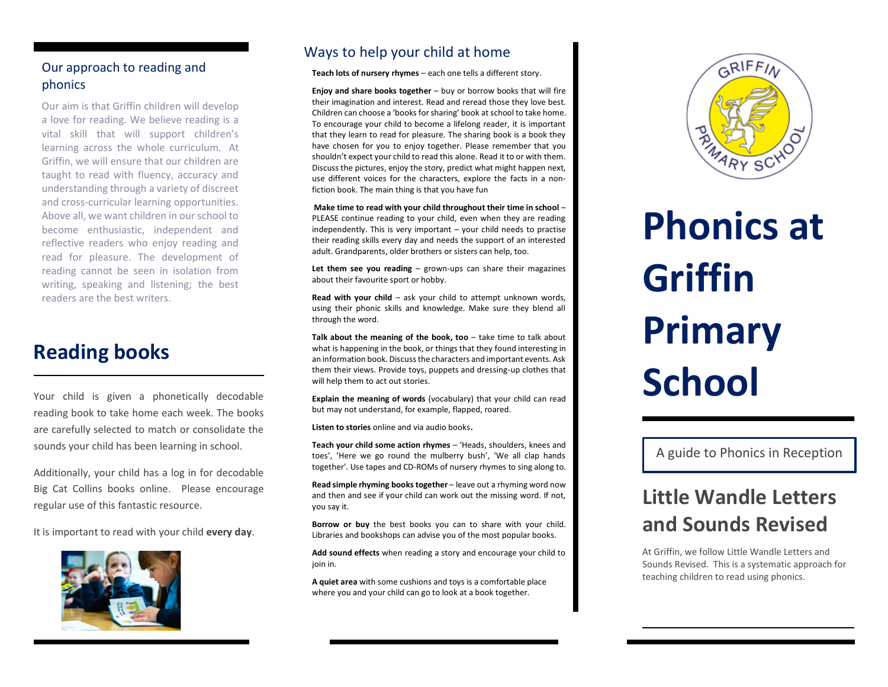## Our approach to reading and phonics

Our aim is that Griffin children will develop a love for reading. We believe reading is a vital skill that will support children's learning across the whole curriculum. At Griffin, we will ensure that our children are taught to read with fluency, accuracy and understanding through a variety of discreet and cross-curricular learning opportunities. Above all, we want children in our school to become enthusiastic, independent and reflective readers who enjoy reading and read for pleasure. The development of reading cannot be seen in isolation from writing, speaking and listening; the best readers are the best writers.

## Reading books

Your child is given a phonetically decodable reading book to take home each week. The books are carefully selected to match or consolidate the sounds your child has been learning in school.

Additionally, your child has a log in for decodable Big Cat Collins books online. Please encourage regular use of this fantastic resource.

It is important to read with your child **every day**.

## Ways to help your child at home

**Teach lots of nursery rhymes** – each one tells a different story.

**Enjoy and share books together** – buy or borrow books that will fire their imagination and interest. Read and reread those they love best. Children can choose a 'books for sharing' book at school to take home. To encourage your child to become a lifelong reader, it is important that they learn to read for pleasure. The sharing book is a book they have chosen for you to enjoy together. Please remember that you shouldn't expect your child to read this alone. Read it to or with them. Discuss the pictures, enjoy the story, predict what might happen next, use different voices for the characters, explore the facts in a non-fiction book. The main thing is that you have fun

**Make time to read with your child throughout their time in school** – PLEASE continue reading to your child, even when they are reading independently. This is very important – your child needs to practise their reading skills every day and needs the support of an interested adult. Grandparents, older brothers or sisters can help, too.

**Let them see you reading** – grown-ups can share their magazines about their favourite sport or hobby.

**Read with your child** – ask your child to attempt unknown words, using their phonic skills and knowledge. Make sure they blend all through the word.

**Talk about the meaning of the book, too** – take time to talk about what is happening in the book, or things that they found interesting in an information book. Discuss the characters and important events. Ask them their views. Provide toys, puppets and dressing-up clothes that will help them to act out stories.

**Explain the meaning of words** (vocabulary) that your child can read but may not understand, for example, flapped, roared.

**Listen to stories** online and via audio books.

**Teach your child some action rhymes** – 'Heads, shoulders, knees and toes', 'Here we go round the mulberry bush', 'We all clap hands together'. Use tapes and CD-ROMs of nursery rhymes to sing along to.

**Read simple rhyming books together** – leave out a rhyming word now and then and see if your child can work out the missing word. If not, you say it.

**Borrow or buy** the best books you can to share with your child. Libraries and bookshops can advise you of the most popular books.

**Add sound effects** when reading a story and encourage your child to join in.

**A quiet area** with some cushions and toys is a comfortable place where you and your child can go to look at a book together.

GRIFFIN PRIMARY SCHOOL

# Phonics at Griffin Primary School

A guide to Phonics in Reception

## Little Wandle Letters and Sounds Revised

At Griffin, we follow Little Wandle Letters and Sounds Revised. This is a systematic approach for teaching children to read using phonics.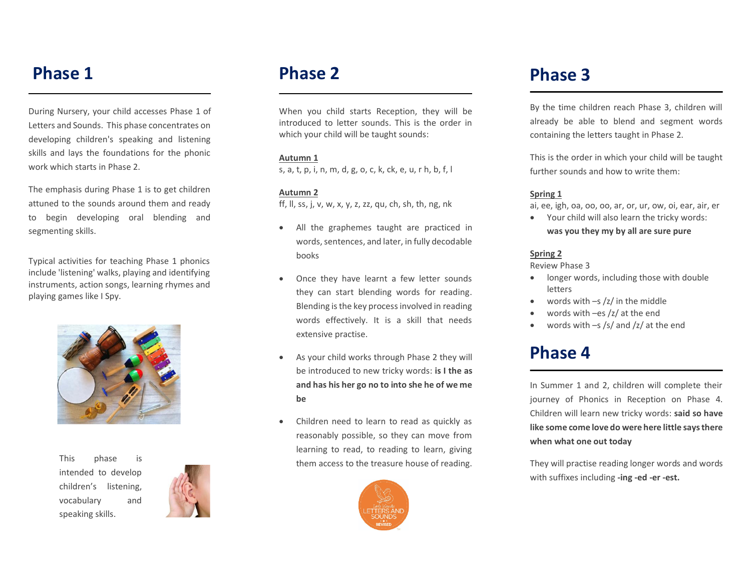# Phase 1

During Nursery, your child accesses Phase 1 of Letters and Sounds. This phase concentrates on developing children's speaking and listening skills and lays the foundations for the phonic work which starts in Phase 2.

The emphasis during Phase 1 is to get children attuned to the sounds around them and ready to begin developing oral blending and segmenting skills.

Typical activities for teaching Phase 1 phonics include 'listening' walks, playing and identifying instruments, action songs, learning rhymes and playing games like I Spy.

This phase is intended to develop children's listening, vocabulary and speaking skills.

# Phase 2

When you child starts Reception, they will be introduced to letter sounds. This is the order in which your child will be taught sounds:

**Autumn 1**
s, a, t, p, i, n, m, d, g, o, c, k, ck, e, u, r h, b, f, l

**Autumn 2**
ff, ll, ss, j, v, w, x, y, z, zz, qu, ch, sh, th, ng, nk

- All the graphemes taught are practiced in words, sentences, and later, in fully decodable books
- Once they have learnt a few letter sounds they can start blending words for reading. Blending is the key process involved in reading words effectively. It is a skill that needs extensive practise.
- As your child works through Phase 2 they will be introduced to new tricky words: **is I the as and has his her go no to into she he of we me be**
- Children need to learn to read as quickly as reasonably possible, so they can move from learning to read, to reading to learn, giving them access to the treasure house of reading.

# Phase 3

By the time children reach Phase 3, children will already be able to blend and segment words containing the letters taught in Phase 2.

This is the order in which your child will be taught further sounds and how to write them:

**Spring 1**
ai, ee, igh, oa, oo, oo, ar, or, ur, ow, oi, ear, air, er

- Your child will also learn the tricky words: **was you they my by all are sure pure**

**Spring 2**
Review Phase 3

- longer words, including those with double letters
- words with –s /z/ in the middle
- words with –es /z/ at the end
- words with –s /s/ and /z/ at the end

# Phase 4

In Summer 1 and 2, children will complete their journey of Phonics in Reception on Phase 4. Children will learn new tricky words: **said so have like some come love do were here little says there when what one out today**

They will practise reading longer words and words with suffixes including **-ing -ed -er -est.**